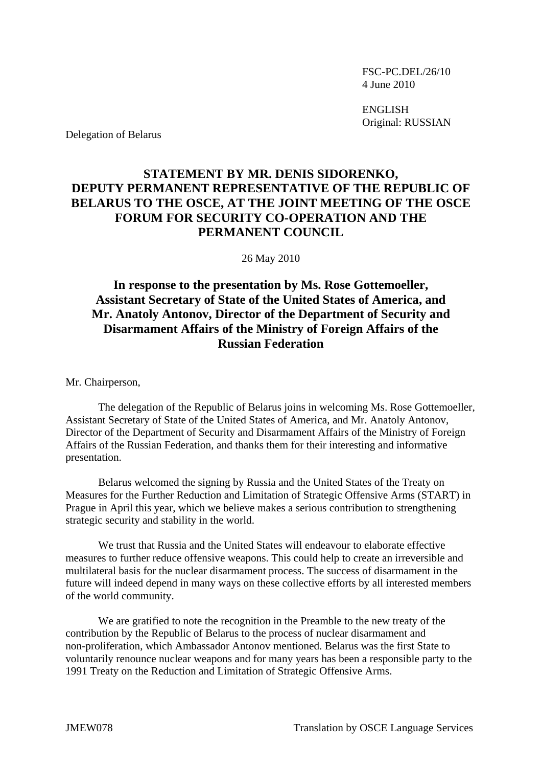FSC-PC.DEL/26/10
4 June 2010

ENGLISH
Original: RUSSIAN

Delegation of Belarus

# STATEMENT BY MR. DENIS SIDORENKO, DEPUTY PERMANENT REPRESENTATIVE OF THE REPUBLIC OF BELARUS TO THE OSCE, AT THE JOINT MEETING OF THE OSCE FORUM FOR SECURITY CO-OPERATION AND THE PERMANENT COUNCIL

26 May 2010

## In response to the presentation by Ms. Rose Gottemoeller, Assistant Secretary of State of the United States of America, and Mr. Anatoly Antonov, Director of the Department of Security and Disarmament Affairs of the Ministry of Foreign Affairs of the Russian Federation

Mr. Chairperson,

The delegation of the Republic of Belarus joins in welcoming Ms. Rose Gottemoeller, Assistant Secretary of State of the United States of America, and Mr. Anatoly Antonov, Director of the Department of Security and Disarmament Affairs of the Ministry of Foreign Affairs of the Russian Federation, and thanks them for their interesting and informative presentation.

Belarus welcomed the signing by Russia and the United States of the Treaty on Measures for the Further Reduction and Limitation of Strategic Offensive Arms (START) in Prague in April this year, which we believe makes a serious contribution to strengthening strategic security and stability in the world.

We trust that Russia and the United States will endeavour to elaborate effective measures to further reduce offensive weapons. This could help to create an irreversible and multilateral basis for the nuclear disarmament process. The success of disarmament in the future will indeed depend in many ways on these collective efforts by all interested members of the world community.

We are gratified to note the recognition in the Preamble to the new treaty of the contribution by the Republic of Belarus to the process of nuclear disarmament and non-proliferation, which Ambassador Antonov mentioned. Belarus was the first State to voluntarily renounce nuclear weapons and for many years has been a responsible party to the 1991 Treaty on the Reduction and Limitation of Strategic Offensive Arms.

JMEW078 Translation by OSCE Language Services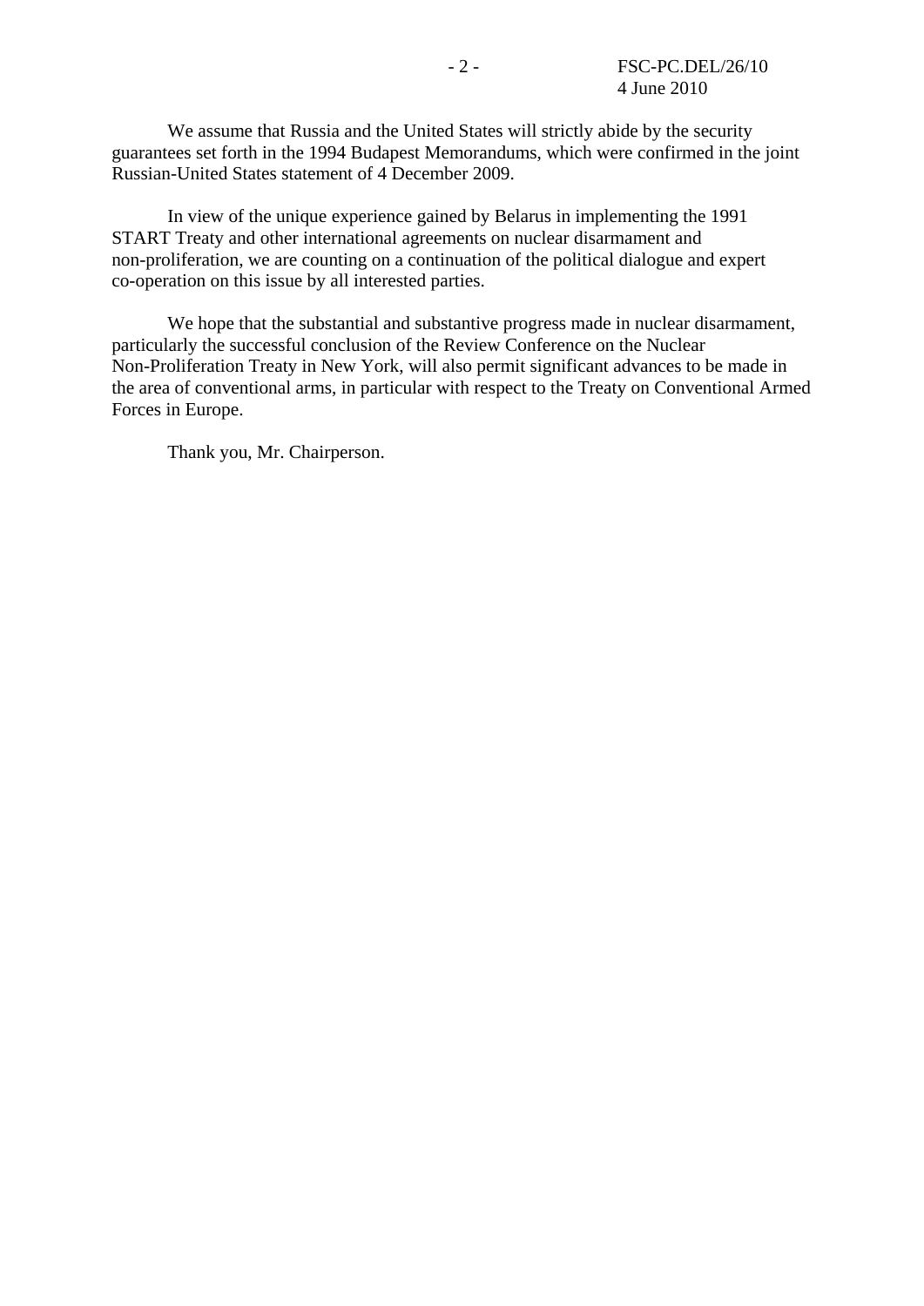We assume that Russia and the United States will strictly abide by the security guarantees set forth in the 1994 Budapest Memorandums, which were confirmed in the joint Russian-United States statement of 4 December 2009.

In view of the unique experience gained by Belarus in implementing the 1991 START Treaty and other international agreements on nuclear disarmament and non-proliferation, we are counting on a continuation of the political dialogue and expert co-operation on this issue by all interested parties.

We hope that the substantial and substantive progress made in nuclear disarmament, particularly the successful conclusion of the Review Conference on the Nuclear Non-Proliferation Treaty in New York, will also permit significant advances to be made in the area of conventional arms, in particular with respect to the Treaty on Conventional Armed Forces in Europe.

Thank you, Mr. Chairperson.